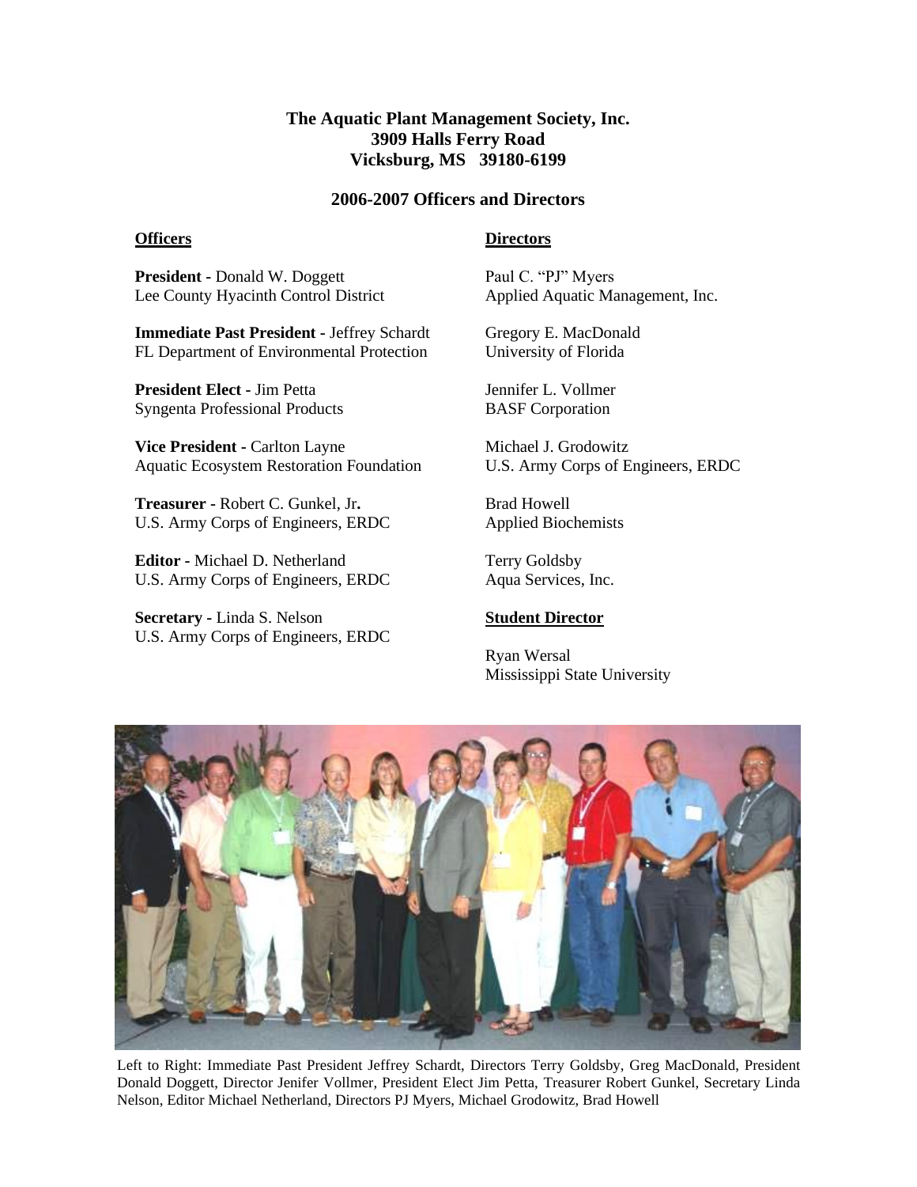**The Aquatic Plant Management Society, Inc.**
**3909 Halls Ferry Road**
**Vicksburg, MS 39180-6199**

## 2006-2007 Officers and Directors

### Officers

**President** - Donald W. Doggett
Lee County Hyacinth Control District

**Immediate Past President** - Jeffrey Schardt
FL Department of Environmental Protection

**President Elect** - Jim Petta
Syngenta Professional Products

**Vice President** - Carlton Layne
Aquatic Ecosystem Restoration Foundation

**Treasurer** - Robert C. Gunkel, Jr.
U.S. Army Corps of Engineers, ERDC

**Editor** - Michael D. Netherland
U.S. Army Corps of Engineers, ERDC

**Secretary** - Linda S. Nelson
U.S. Army Corps of Engineers, ERDC

### Directors

Paul C. "PJ" Myers
Applied Aquatic Management, Inc.

Gregory E. MacDonald
University of Florida

Jennifer L. Vollmer
BASF Corporation

Michael J. Grodowitz
U.S. Army Corps of Engineers, ERDC

Brad Howell
Applied Biochemists

Terry Goldsby
Aqua Services, Inc.

### Student Director

Ryan Wersal
Mississippi State University

Left to Right: Immediate Past President Jeffrey Schardt, Directors Terry Goldsby, Greg MacDonald, President Donald Doggett, Director Jenifer Vollmer, President Elect Jim Petta, Treasurer Robert Gunkel, Secretary Linda Nelson, Editor Michael Netherland, Directors PJ Myers, Michael Grodowitz, Brad Howell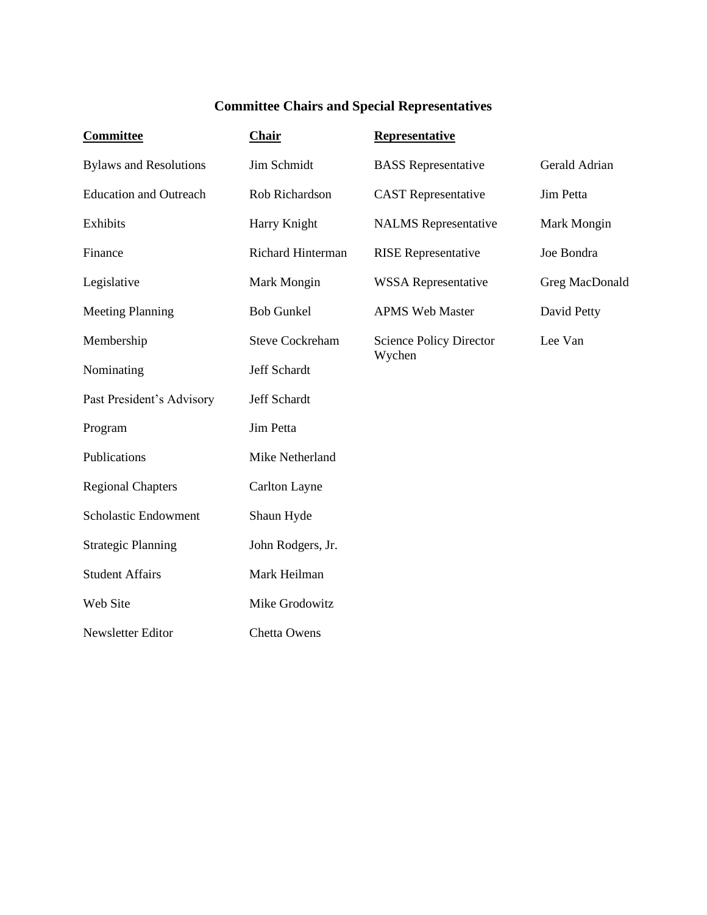## Committee Chairs and Special Representatives

| Committee | Chair | Representative | |
|---|---|---|---|
| Bylaws and Resolutions | Jim Schmidt | BASS Representative | Gerald Adrian |
| Education and Outreach | Rob Richardson | CAST Representative | Jim Petta |
| Exhibits | Harry Knight | NALMS Representative | Mark Mongin |
| Finance | Richard Hinterman | RISE Representative | Joe Bondra |
| Legislative | Mark Mongin | WSSA Representative | Greg MacDonald |
| Meeting Planning | Bob Gunkel | APMS Web Master | David Petty |
| Membership | Steve Cockreham | Science Policy Director Wychen | Lee Van |
| Nominating | Jeff Schardt | | |
| Past President's Advisory | Jeff Schardt | | |
| Program | Jim Petta | | |
| Publications | Mike Netherland | | |
| Regional Chapters | Carlton Layne | | |
| Scholastic Endowment | Shaun Hyde | | |
| Strategic Planning | John Rodgers, Jr. | | |
| Student Affairs | Mark Heilman | | |
| Web Site | Mike Grodowitz | | |
| Newsletter Editor | Chetta Owens | | |